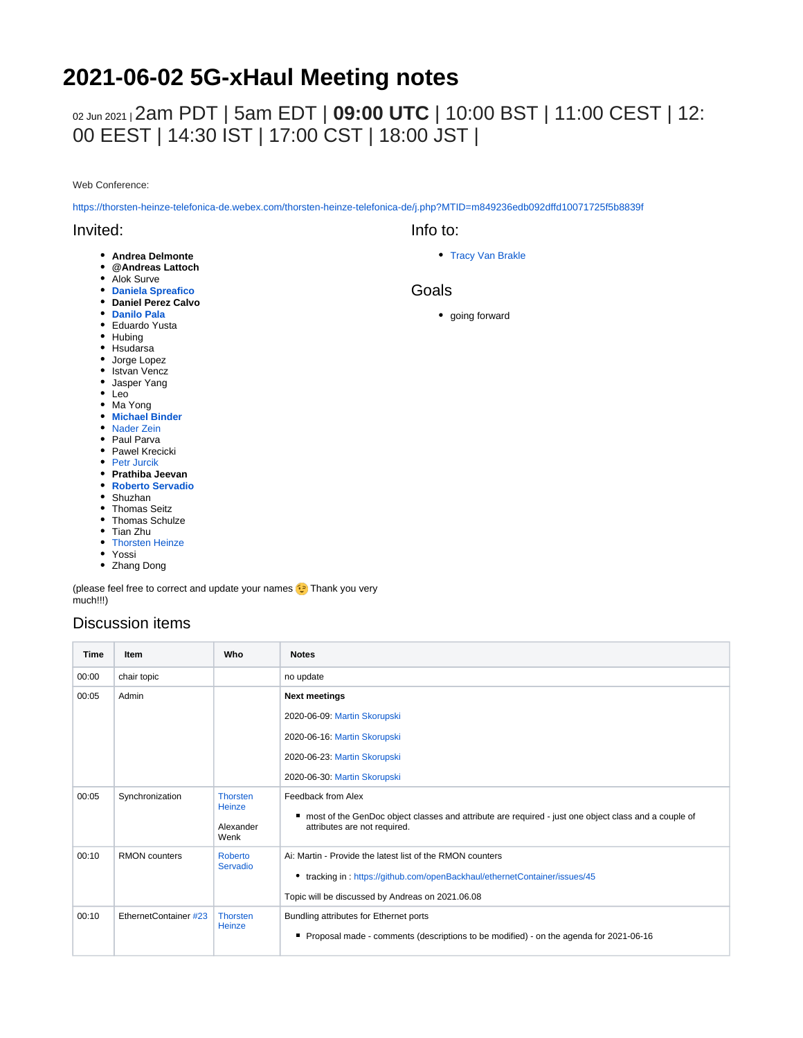# 2021-06-02 5G-xHaul Meeting notes

02 Jun 2021 | 2am PDT | 5am EDT | **09:00 UTC** | 10:00 BST | 11:00 CEST | 12:00 EEST | 14:30 IST | 17:00 CST | 18:00 JST |

Web Conference:

https://thorsten-heinze-telefonica-de.webex.com/thorsten-heinze-telefonica-de/j.php?MTID=m849236edb092dffd10071725f5b8839f

## Invited:

- **Andrea Delmonte**
- **@Andreas Lattoch**
- Alok Surve
- **Daniela Spreafico**
- **Daniel Perez Calvo**
- **Danilo Pala**
- Eduardo Yusta
- Hubing
- Hsudarsa
- Jorge Lopez
- Istvan Vencz
- Jasper Yang
- Leo
- Ma Yong
- **Michael Binder**
- Nader Zein
- Paul Parva
- Pawel Krecicki
- Petr Jurcik
- **Prathiba Jeevan**
- **Roberto Servadio**
- Shuzhan
- Thomas Seitz
- Thomas Schulze
- Tian Zhu
- Thorsten Heinze
- Yossi
- Zhang Dong

(please feel free to correct and update your names 😉 Thank you very much!!!)

## Info to:

- Tracy Van Brakle

## Goals

- going forward

## Discussion items

| Time | Item | Who | Notes |
|---|---|---|---|
| 00:00 | chair topic | | no update |
| 00:05 | Admin | | **Next meetings**<br>2020-06-09: Martin Skorupski<br>2020-06-16: Martin Skorupski<br>2020-06-23: Martin Skorupski<br>2020-06-30: Martin Skorupski |
| 00:05 | Synchronization | Thorsten Heinze<br>Alexander Wenk | Feedback from Alex<br>▪ most of the GenDoc object classes and attribute are required - just one object class and a couple of attributes are not required. |
| 00:10 | RMON counters | Roberto Servadio | Ai: Martin - Provide the latest list of the RMON counters<br>• tracking in : https://github.com/openBackhaul/ethernetContainer/issues/45<br>Topic will be discussed by Andreas on 2021.06.08 |
| 00:10 | EthernetContainer #23 | Thorsten Heinze | Bundling attributes for Ethernet ports<br>▪ Proposal made - comments (descriptions to be modified) - on the agenda for 2021-06-16 |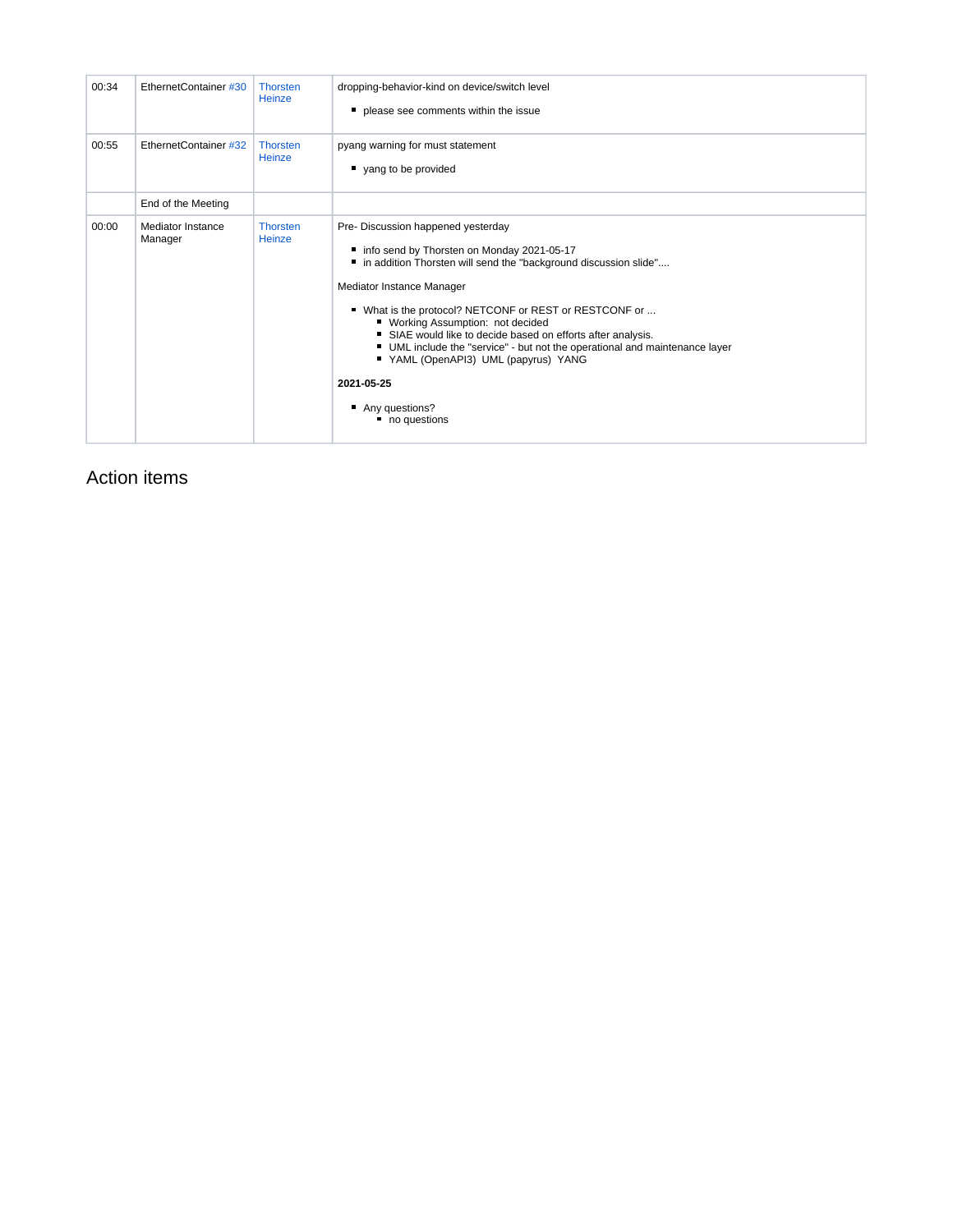| | | | |
|---|---|---|---|
| 00:34 | EthernetContainer #30 | Thorsten Heinze | dropping-behavior-kind on device/switch level<br><br>- please see comments within the issue |
| 00:55 | EthernetContainer #32 | Thorsten Heinze | pyang warning for must statement<br><br>- yang to be provided |
| | End of the Meeting | | |
| 00:00 | Mediator Instance Manager | Thorsten Heinze | Pre- Discussion happened yesterday<br><br>- info send by Thorsten on Monday 2021-05-17<br>- in addition Thorsten will send the "background discussion slide"....<br><br>Mediator Instance Manager<br><br>- What is the protocol? NETCONF or REST or RESTCONF or ...<br>  - Working Assumption: not decided<br>  - SIAE would like to decide based on efforts after analysis.<br>  - UML include the "service" - but not the operational and maintenance layer<br>  - YAML (OpenAPI3) UML (papyrus) YANG<br><br>**2021-05-25**<br><br>- Any questions?<br>  - no questions |

## Action items